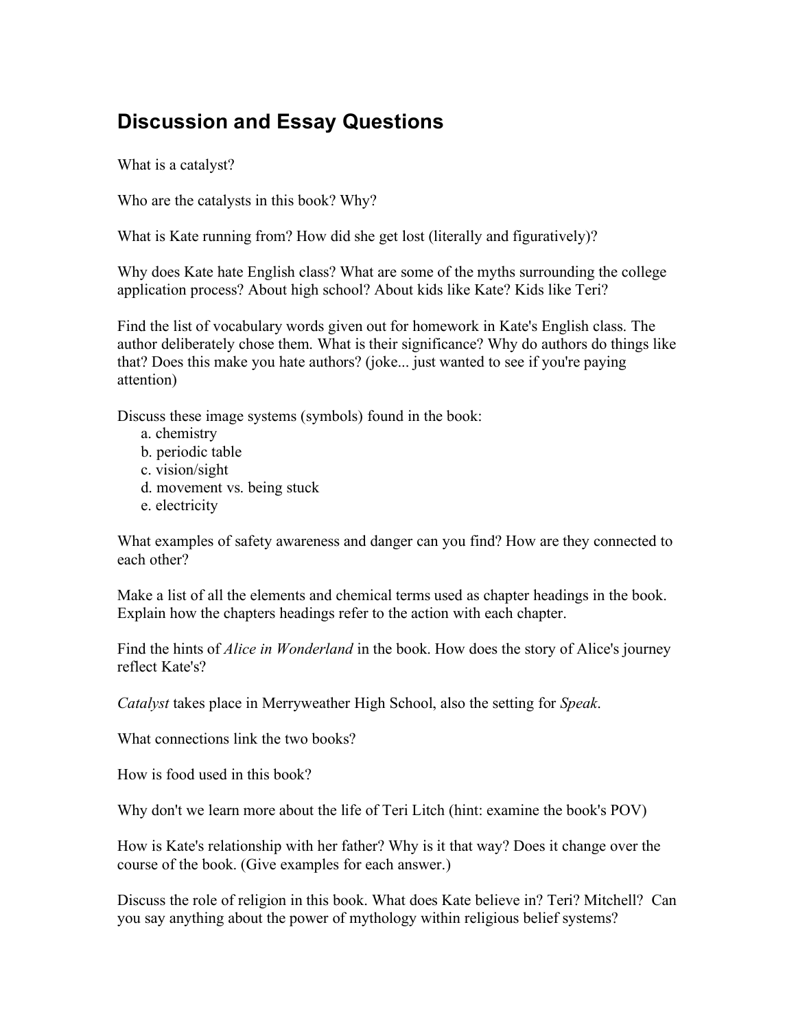# Discussion and Essay Questions

What is a catalyst?

Who are the catalysts in this book? Why?

What is Kate running from? How did she get lost (literally and figuratively)?

Why does Kate hate English class? What are some of the myths surrounding the college application process? About high school? About kids like Kate? Kids like Teri?

Find the list of vocabulary words given out for homework in Kate's English class. The author deliberately chose them. What is their significance? Why do authors do things like that? Does this make you hate authors? (joke... just wanted to see if you're paying attention)

Discuss these image systems (symbols) found in the book:

a. chemistry
b. periodic table
c. vision/sight
d. movement vs. being stuck
e. electricity

What examples of safety awareness and danger can you find? How are they connected to each other?

Make a list of all the elements and chemical terms used as chapter headings in the book. Explain how the chapters headings refer to the action with each chapter.

Find the hints of *Alice in Wonderland* in the book. How does the story of Alice's journey reflect Kate's?

*Catalyst* takes place in Merryweather High School, also the setting for *Speak*.

What connections link the two books?

How is food used in this book?

Why don't we learn more about the life of Teri Litch (hint: examine the book's POV)

How is Kate's relationship with her father? Why is it that way? Does it change over the course of the book. (Give examples for each answer.)

Discuss the role of religion in this book. What does Kate believe in? Teri? Mitchell? Can you say anything about the power of mythology within religious belief systems?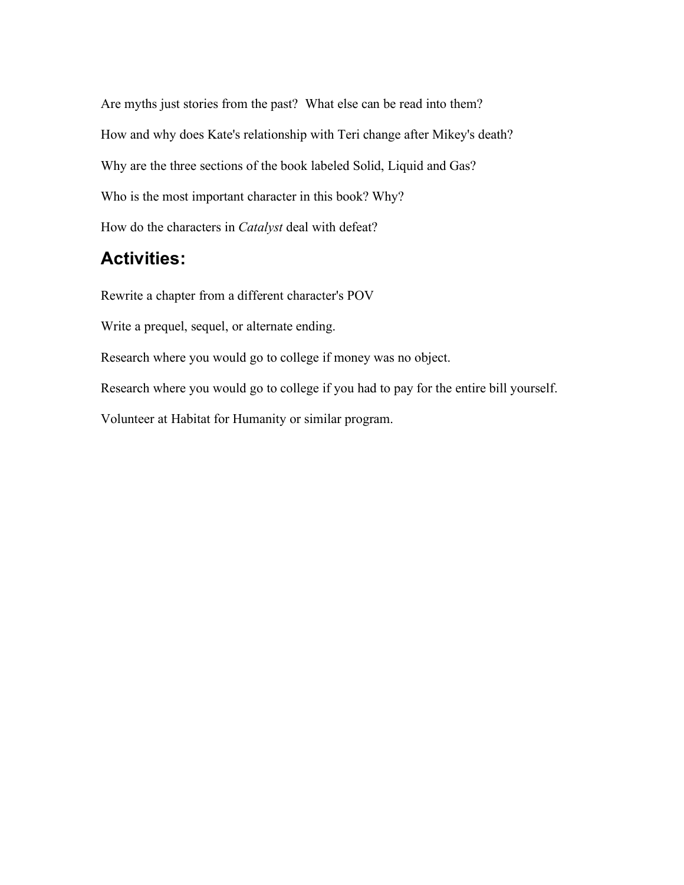Are myths just stories from the past?  What else can be read into them?

How and why does Kate's relationship with Teri change after Mikey's death?

Why are the three sections of the book labeled Solid, Liquid and Gas?

Who is the most important character in this book? Why?

How do the characters in *Catalyst* deal with defeat?

## Activities:

Rewrite a chapter from a different character's POV

Write a prequel, sequel, or alternate ending.

Research where you would go to college if money was no object.

Research where you would go to college if you had to pay for the entire bill yourself.

Volunteer at Habitat for Humanity or similar program.